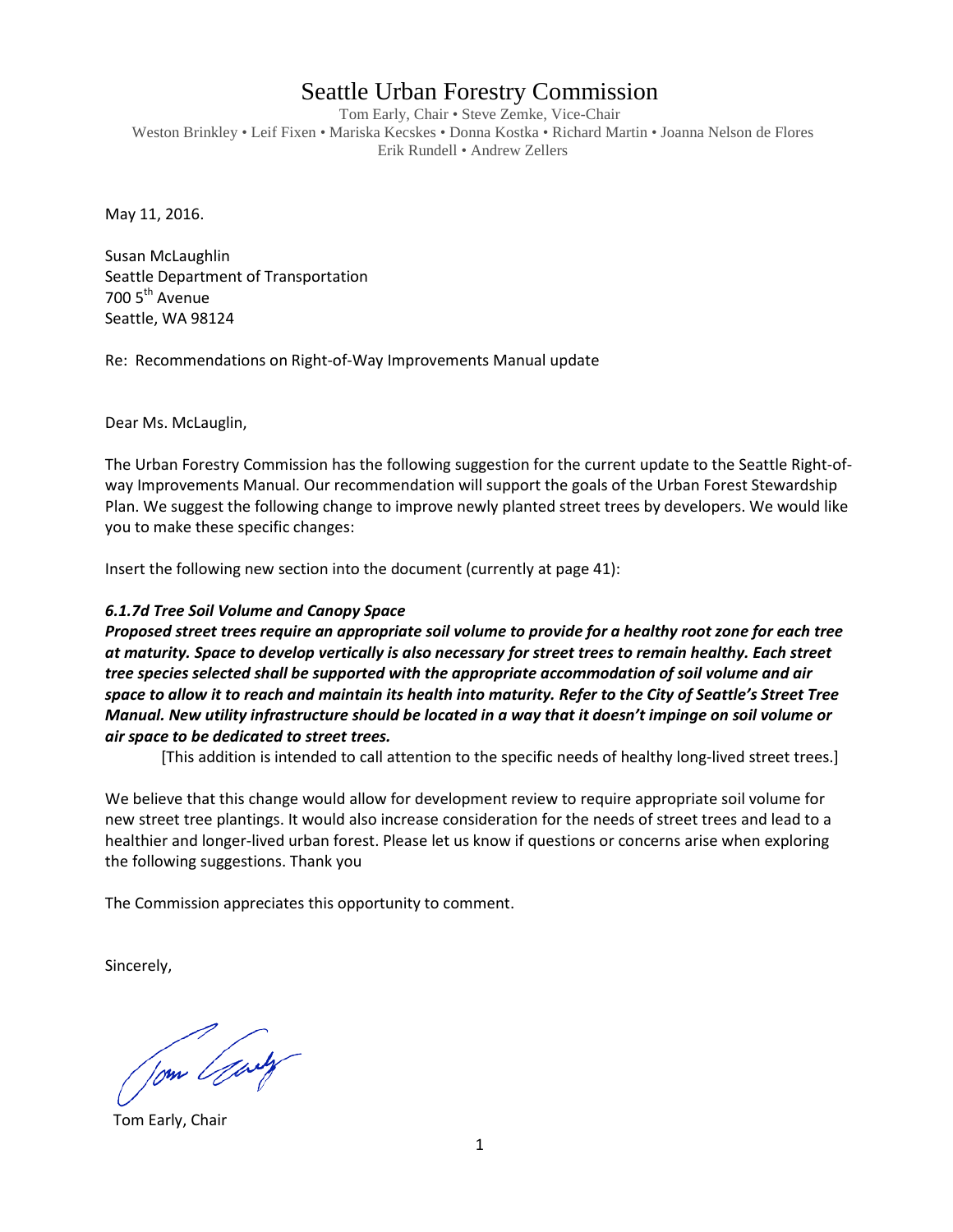# Seattle Urban Forestry Commission

Tom Early, Chair • Steve Zemke, Vice-Chair
Weston Brinkley • Leif Fixen • Mariska Kecskes • Donna Kostka • Richard Martin • Joanna Nelson de Flores
Erik Rundell • Andrew Zellers

May 11, 2016.

Susan McLaughlin
Seattle Department of Transportation
700 5th Avenue
Seattle, WA 98124

Re: Recommendations on Right-of-Way Improvements Manual update

Dear Ms. McLaughlin,

The Urban Forestry Commission has the following suggestion for the current update to the Seattle Right-of-way Improvements Manual. Our recommendation will support the goals of the Urban Forest Stewardship Plan. We suggest the following change to improve newly planted street trees by developers. We would like you to make these specific changes:

Insert the following new section into the document (currently at page 41):

***6.1.7d Tree Soil Volume and Canopy Space***

***Proposed street trees require an appropriate soil volume to provide for a healthy root zone for each tree at maturity. Space to develop vertically is also necessary for street trees to remain healthy. Each street tree species selected shall be supported with the appropriate accommodation of soil volume and air space to allow it to reach and maintain its health into maturity. Refer to the City of Seattle's Street Tree Manual. New utility infrastructure should be located in a way that it doesn't impinge on soil volume or air space to be dedicated to street trees.***

[This addition is intended to call attention to the specific needs of healthy long-lived street trees.]

We believe that this change would allow for development review to require appropriate soil volume for new street tree plantings. It would also increase consideration for the needs of street trees and lead to a healthier and longer-lived urban forest. Please let us know if questions or concerns arise when exploring the following suggestions. Thank you

The Commission appreciates this opportunity to comment.

Sincerely,

Tom Early, Chair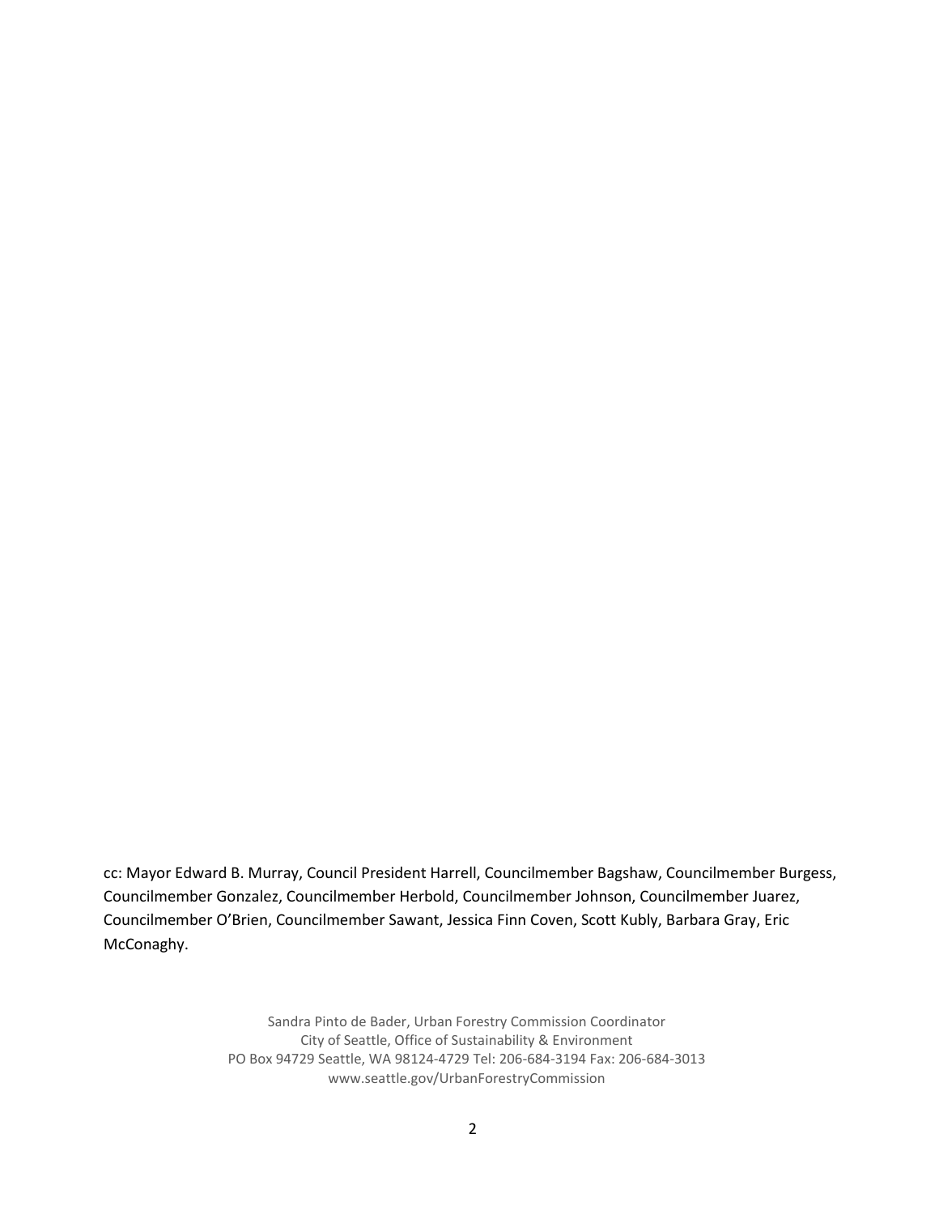cc: Mayor Edward B. Murray, Council President Harrell, Councilmember Bagshaw, Councilmember Burgess, Councilmember Gonzalez, Councilmember Herbold, Councilmember Johnson, Councilmember Juarez, Councilmember O'Brien, Councilmember Sawant, Jessica Finn Coven, Scott Kubly, Barbara Gray, Eric McConaghy.

Sandra Pinto de Bader, Urban Forestry Commission Coordinator
City of Seattle, Office of Sustainability & Environment
PO Box 94729 Seattle, WA 98124-4729 Tel: 206-684-3194 Fax: 206-684-3013
www.seattle.gov/UrbanForestryCommission